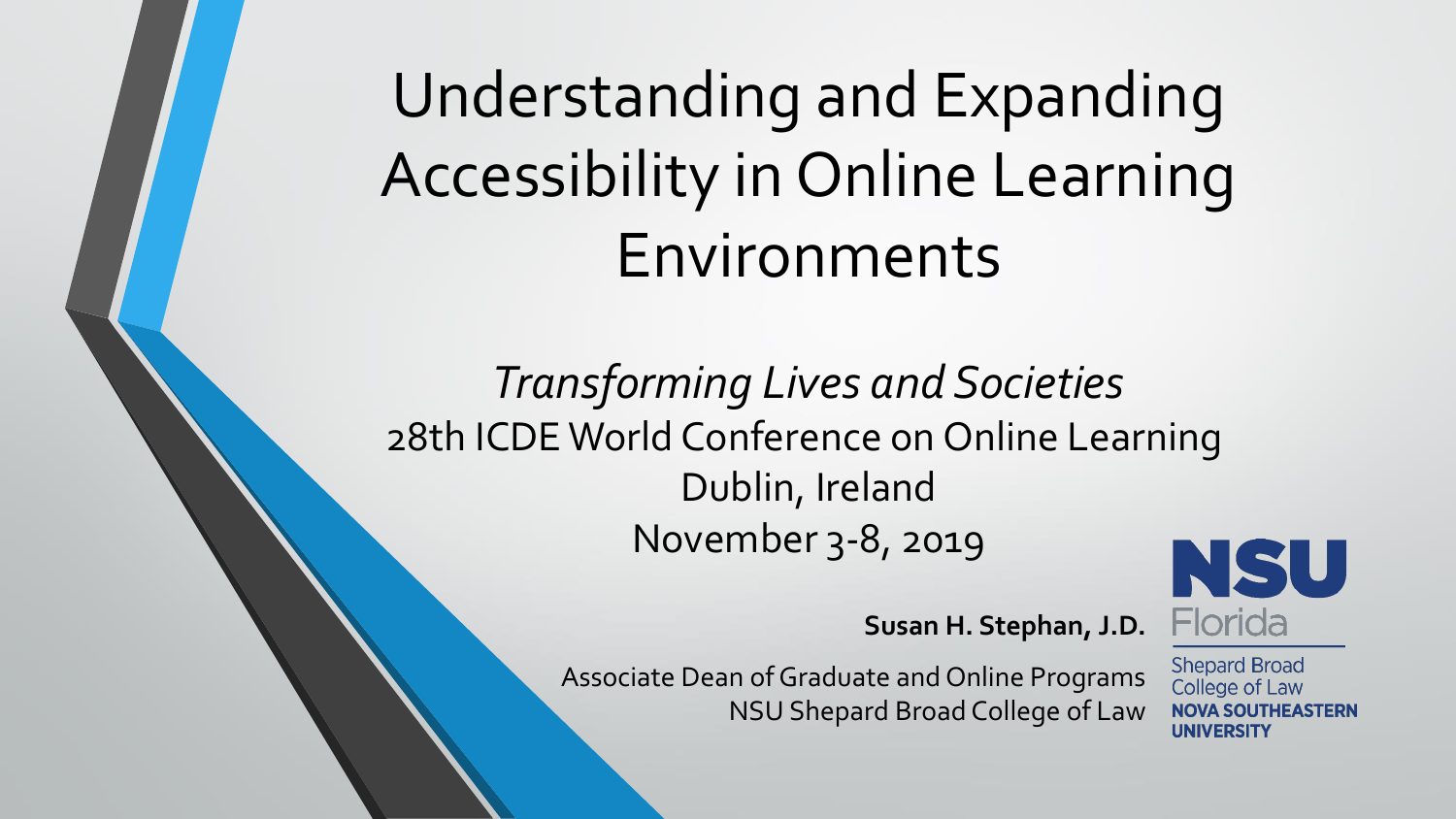# Understanding and Expanding Accessibility in Online Learning Environments

*Transforming Lives and Societies*

28th ICDE World Conference on Online Learning

Dublin, Ireland

November 3-8, 2019

**Susan H. Stephan, J.D.**

Associate Dean of Graduate and Online Programs

NSU Shepard Broad College of Law

NSU Florida

Shepard Broad College of Law

NOVA SOUTHEASTERN UNIVERSITY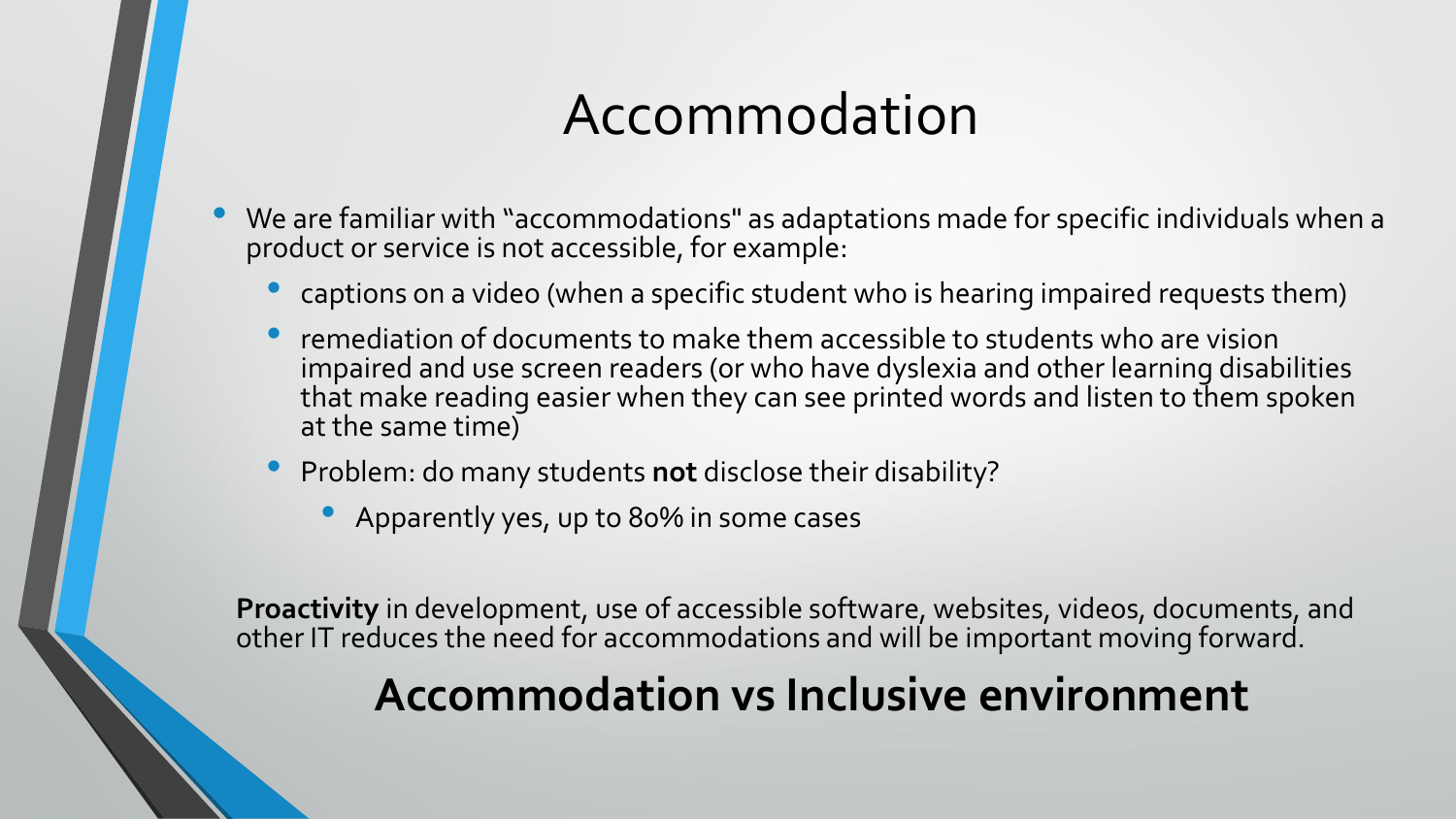# Accommodation

- We are familiar with "accommodations" as adaptations made for specific individuals when a product or service is not accessible, for example:
  - captions on a video (when a specific student who is hearing impaired requests them)
  - remediation of documents to make them accessible to students who are vision impaired and use screen readers (or who have dyslexia and other learning disabilities that make reading easier when they can see printed words and listen to them spoken at the same time)
  - Problem: do many students **not** disclose their disability?
    - Apparently yes, up to 80% in some cases

**Proactivity** in development, use of accessible software, websites, videos, documents, and other IT reduces the need for accommodations and will be important moving forward.

## Accommodation vs Inclusive environment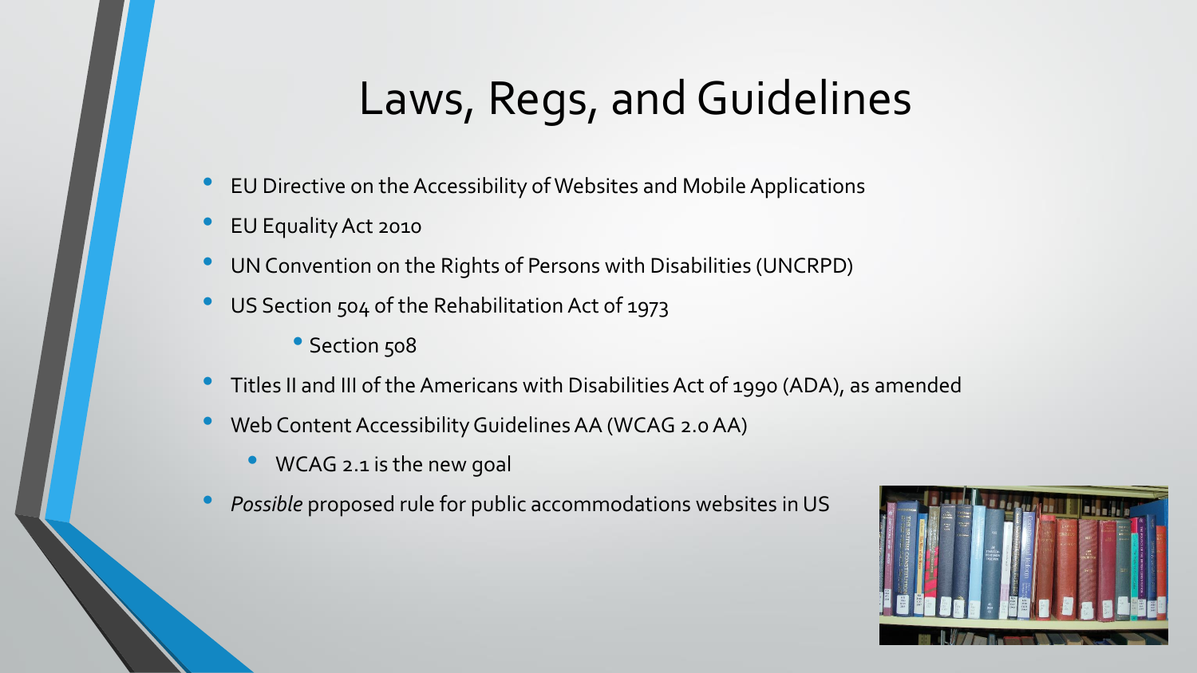# Laws, Regs, and Guidelines

- EU Directive on the Accessibility of Websites and Mobile Applications
- EU Equality Act 2010
- UN Convention on the Rights of Persons with Disabilities (UNCRPD)
- US Section 504 of the Rehabilitation Act of 1973
  - Section 508
- Titles II and III of the Americans with Disabilities Act of 1990 (ADA), as amended
- Web Content Accessibility Guidelines AA (WCAG 2.0 AA)
  - WCAG 2.1 is the new goal
- *Possible* proposed rule for public accommodations websites in US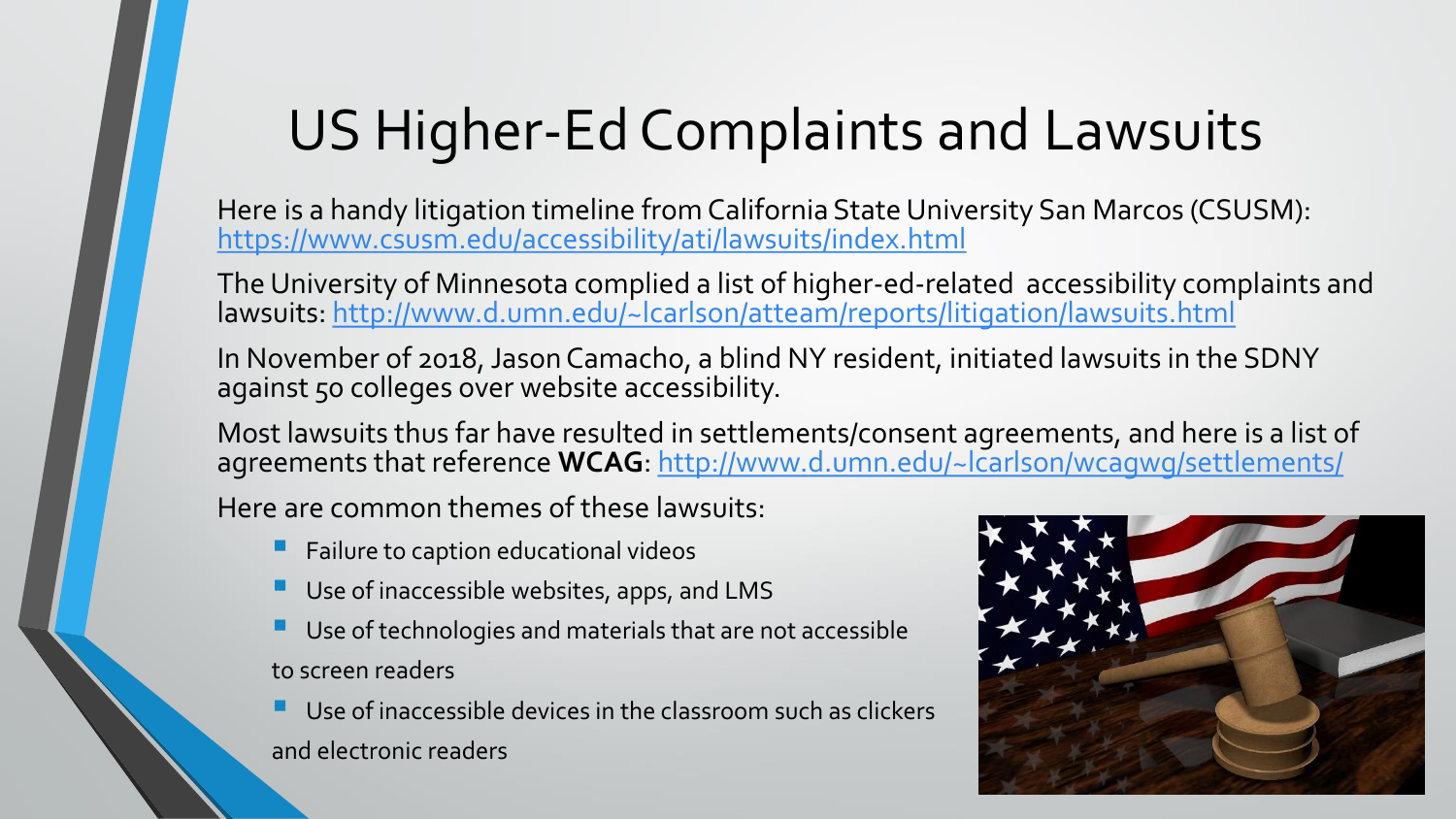# US Higher-Ed Complaints and Lawsuits

Here is a handy litigation timeline from California State University San Marcos (CSUSM): https://www.csusm.edu/accessibility/ati/lawsuits/index.html

The University of Minnesota complied a list of higher-ed-related accessibility complaints and lawsuits: http://www.d.umn.edu/~lcarlson/atteam/reports/litigation/lawsuits.html

In November of 2018, Jason Camacho, a blind NY resident, initiated lawsuits in the SDNY against 50 colleges over website accessibility.

Most lawsuits thus far have resulted in settlements/consent agreements, and here is a list of agreements that reference **WCAG**: http://www.d.umn.edu/~lcarlson/wcagwg/settlements/

Here are common themes of these lawsuits:

- Failure to caption educational videos
- Use of inaccessible websites, apps, and LMS
- Use of technologies and materials that are not accessible to screen readers
- Use of inaccessible devices in the classroom such as clickers and electronic readers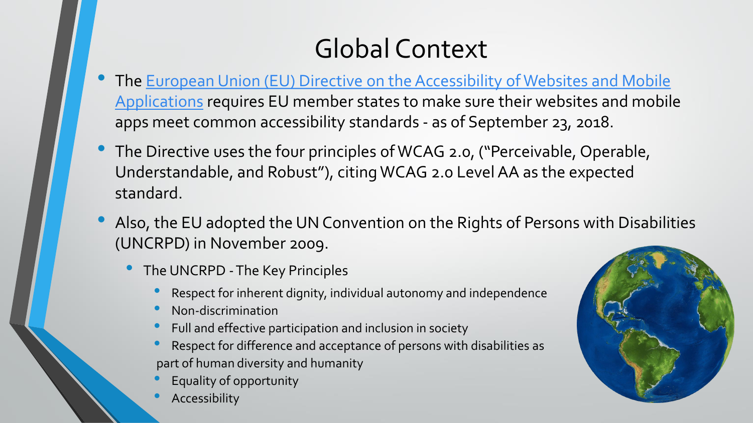# Global Context

- The European Union (EU) Directive on the Accessibility of Websites and Mobile Applications requires EU member states to make sure their websites and mobile apps meet common accessibility standards - as of September 23, 2018.
- The Directive uses the four principles of WCAG 2.0, ("Perceivable, Operable, Understandable, and Robust"), citing WCAG 2.0 Level AA as the expected standard.
- Also, the EU adopted the UN Convention on the Rights of Persons with Disabilities (UNCRPD) in November 2009.
  - The UNCRPD - The Key Principles
    - Respect for inherent dignity, individual autonomy and independence
    - Non-discrimination
    - Full and effective participation and inclusion in society
    - Respect for difference and acceptance of persons with disabilities as part of human diversity and humanity
    - Equality of opportunity
    - Accessibility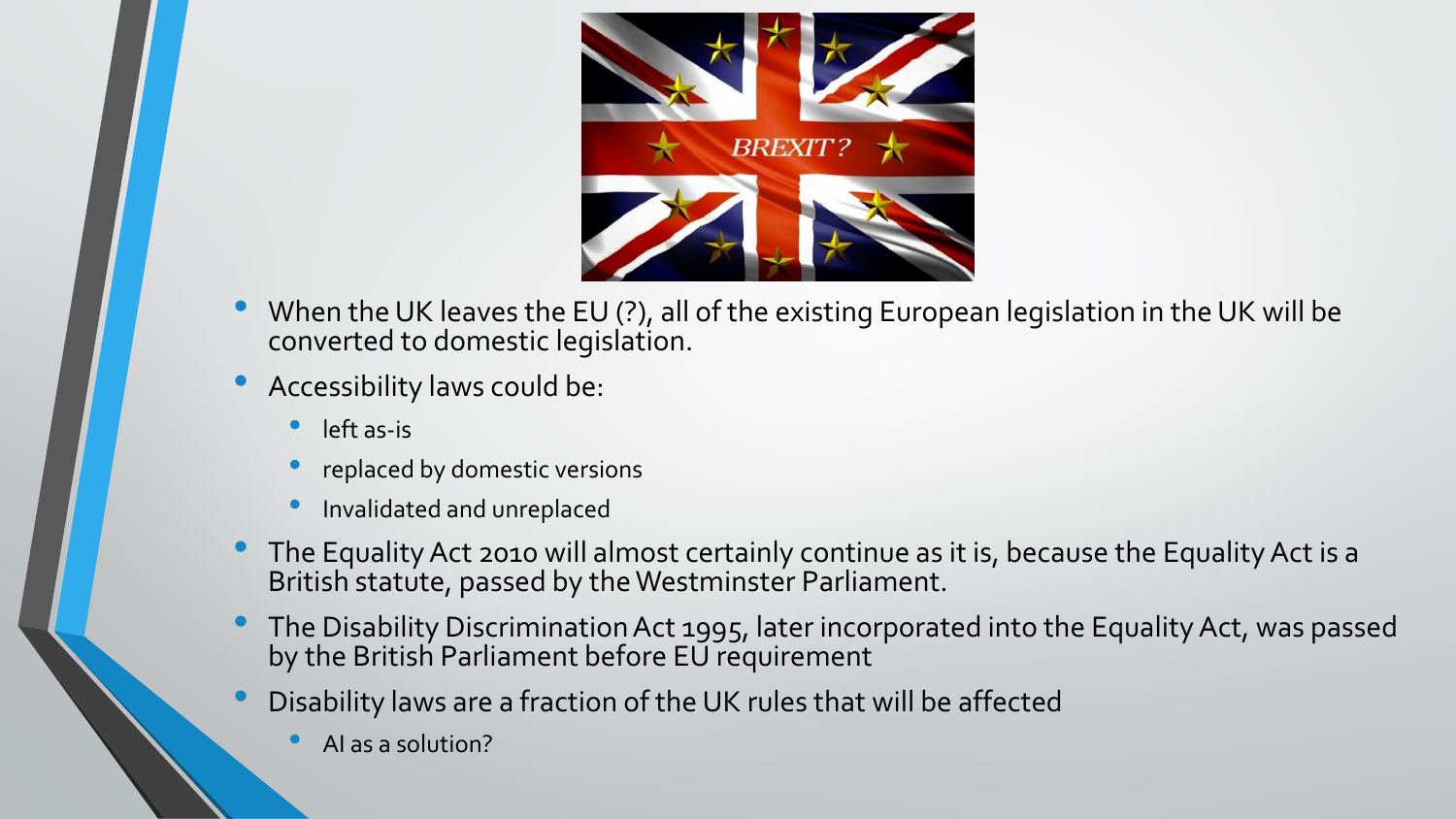- When the UK leaves the EU (?), all of the existing European legislation in the UK will be converted to domestic legislation.
- Accessibility laws could be:
  - left as-is
  - replaced by domestic versions
  - Invalidated and unreplaced
- The Equality Act 2010 will almost certainly continue as it is, because the Equality Act is a British statute, passed by the Westminster Parliament.
- The Disability Discrimination Act 1995, later incorporated into the Equality Act, was passed by the British Parliament before EU requirement
- Disability laws are a fraction of the UK rules that will be affected
  - AI as a solution?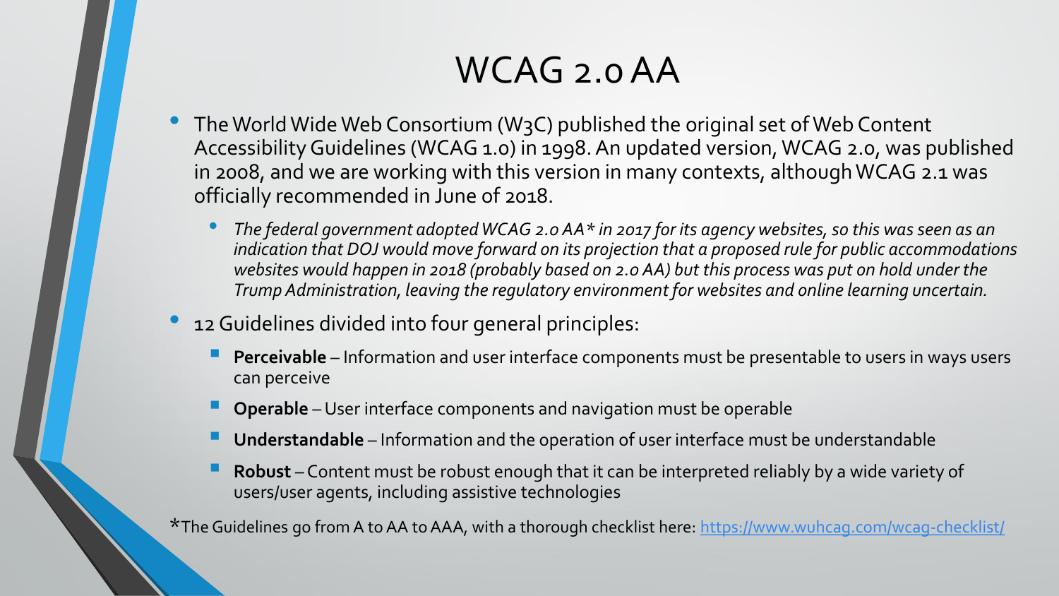# WCAG 2.0 AA

- The World Wide Web Consortium (W3C) published the original set of Web Content Accessibility Guidelines (WCAG 1.0) in 1998. An updated version, WCAG 2.0, was published in 2008, and we are working with this version in many contexts, although WCAG 2.1 was officially recommended in June of 2018.
  - *The federal government adopted WCAG 2.0 AA* in 2017 for its agency websites, so this was seen as an indication that DOJ would move forward on its projection that a proposed rule for public accommodations websites would happen in 2018 (probably based on 2.0 AA) but this process was put on hold under the Trump Administration, leaving the regulatory environment for websites and online learning uncertain.*
- 12 Guidelines divided into four general principles:
  - **Perceivable** – Information and user interface components must be presentable to users in ways users can perceive
  - **Operable** – User interface components and navigation must be operable
  - **Understandable** – Information and the operation of user interface must be understandable
  - **Robust** – Content must be robust enough that it can be interpreted reliably by a wide variety of users/user agents, including assistive technologies

*The Guidelines go from A to AA to AAA, with a thorough checklist here: [https://www.wuhcag.com/wcag-checklist/](https://www.wuhcag.com/wcag-checklist/)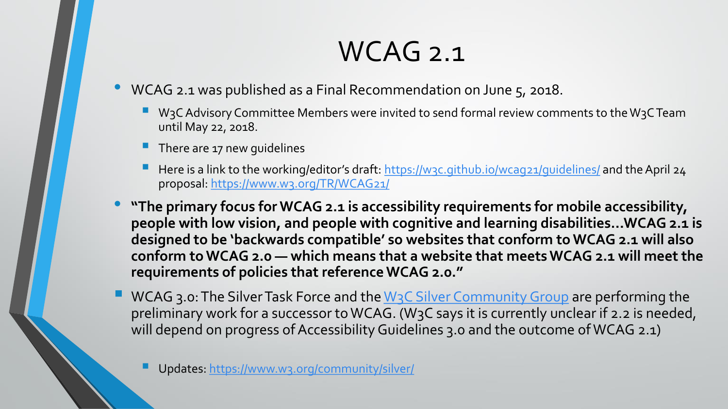# WCAG 2.1

- WCAG 2.1 was published as a Final Recommendation on June 5, 2018.
  - W3C Advisory Committee Members were invited to send formal review comments to the W3C Team until May 22, 2018.
  - There are 17 new guidelines
  - Here is a link to the working/editor's draft: [https://w3c.github.io/wcag21/guidelines/](https://w3c.github.io/wcag21/guidelines/) and the April 24 proposal: [https://www.w3.org/TR/WCAG21/](https://www.w3.org/TR/WCAG21/)
- **"The primary focus for WCAG 2.1 is accessibility requirements for mobile accessibility, people with low vision, and people with cognitive and learning disabilities…WCAG 2.1 is designed to be 'backwards compatible' so websites that conform to WCAG 2.1 will also conform to WCAG 2.0 — which means that a website that meets WCAG 2.1 will meet the requirements of policies that reference WCAG 2.0."**
- WCAG 3.0: The Silver Task Force and the [W3C Silver Community Group](https://www.w3.org/community/silver/) are performing the preliminary work for a successor to WCAG. (W3C says it is currently unclear if 2.2 is needed, will depend on progress of Accessibility Guidelines 3.0 and the outcome of WCAG 2.1)
  - Updates: [https://www.w3.org/community/silver/](https://www.w3.org/community/silver/)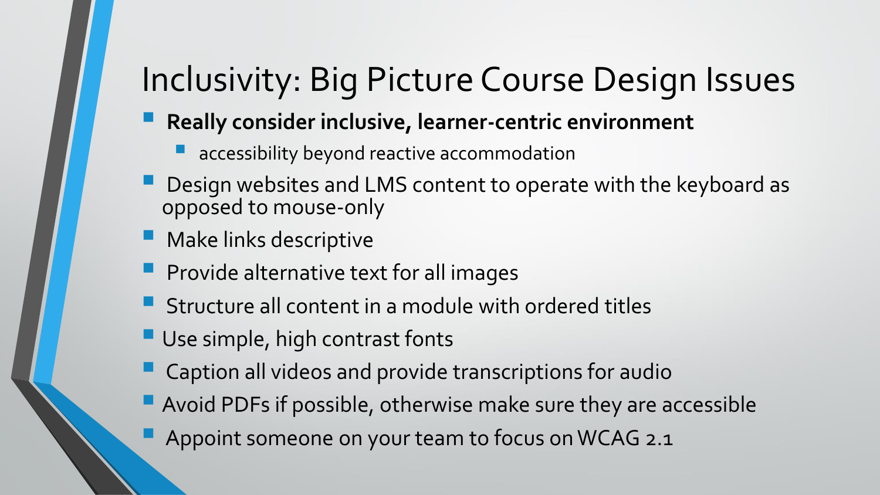# Inclusivity: Big Picture Course Design Issues

- **Really consider inclusive, learner-centric environment**
  - accessibility beyond reactive accommodation
- Design websites and LMS content to operate with the keyboard as opposed to mouse-only
- Make links descriptive
- Provide alternative text for all images
- Structure all content in a module with ordered titles
- Use simple, high contrast fonts
- Caption all videos and provide transcriptions for audio
- Avoid PDFs if possible, otherwise make sure they are accessible
- Appoint someone on your team to focus on WCAG 2.1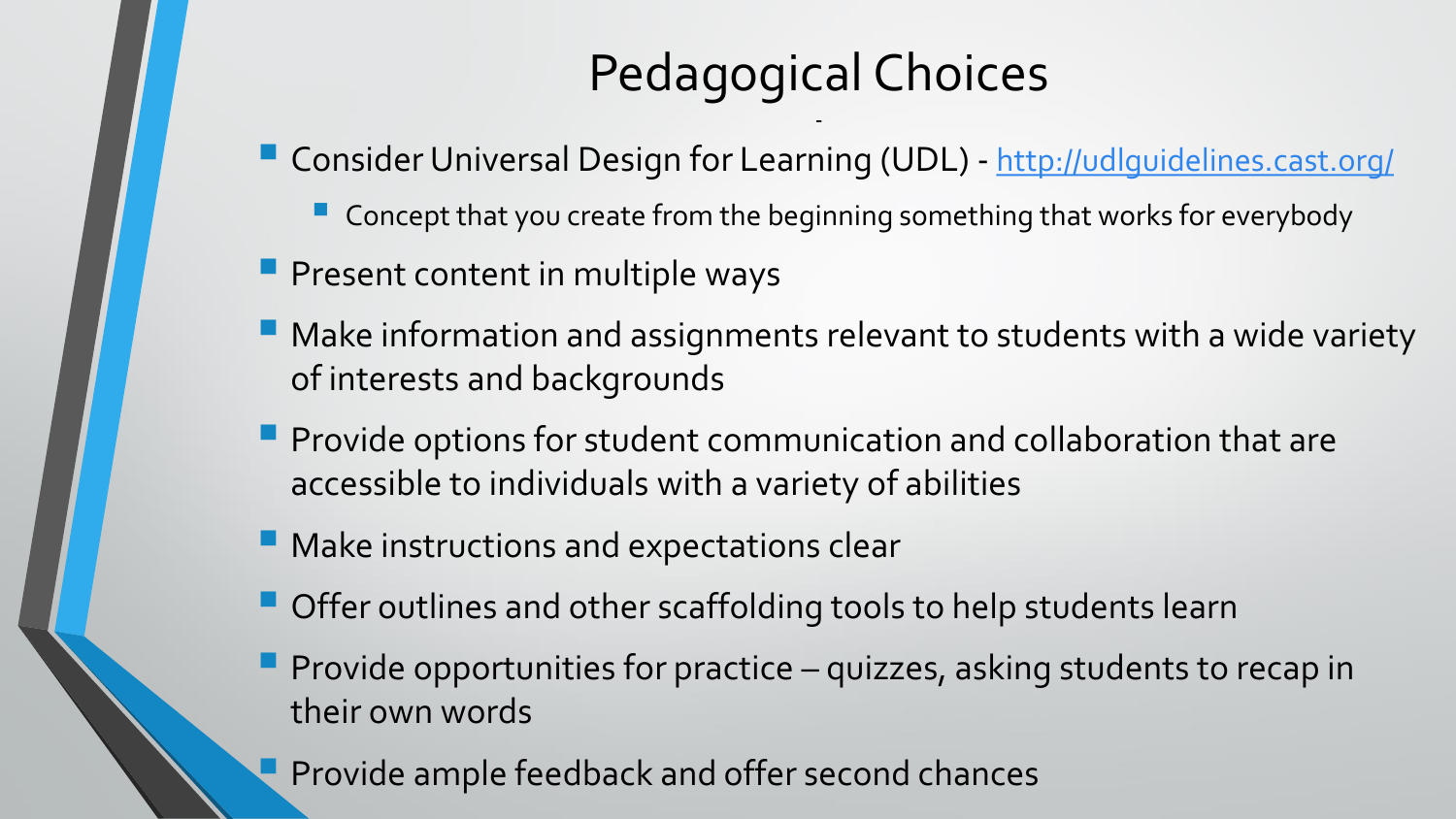# Pedagogical Choices

- Consider Universal Design for Learning (UDL) - [http://udlguidelines.cast.org/](http://udlguidelines.cast.org/)
  - Concept that you create from the beginning something that works for everybody
- Present content in multiple ways
- Make information and assignments relevant to students with a wide variety of interests and backgrounds
- Provide options for student communication and collaboration that are accessible to individuals with a variety of abilities
- Make instructions and expectations clear
- Offer outlines and other scaffolding tools to help students learn
- Provide opportunities for practice – quizzes, asking students to recap in their own words
- Provide ample feedback and offer second chances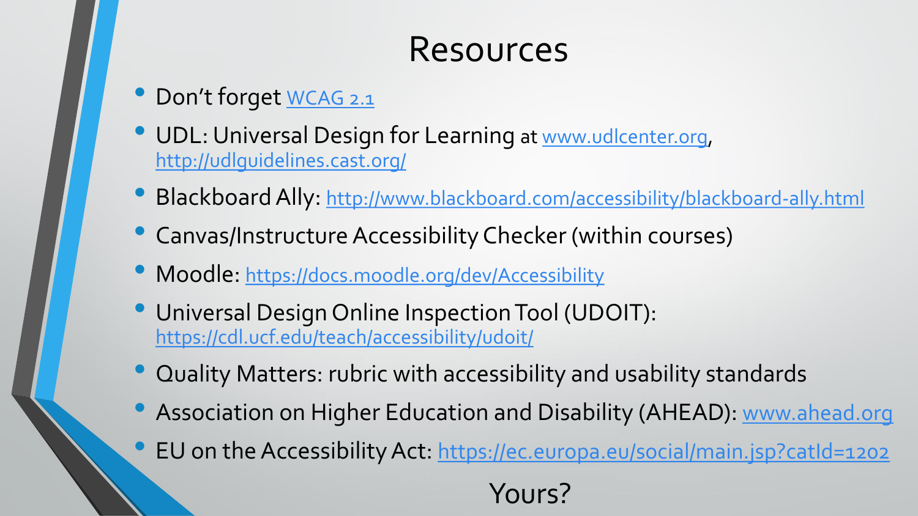# Resources

- Don't forget WCAG 2.1
- UDL: Universal Design for Learning at www.udlcenter.org, http://udlguidelines.cast.org/
- Blackboard Ally: http://www.blackboard.com/accessibility/blackboard-ally.html
- Canvas/Instructure Accessibility Checker (within courses)
- Moodle: https://docs.moodle.org/dev/Accessibility
- Universal Design Online Inspection Tool (UDOIT): https://cdl.ucf.edu/teach/accessibility/udoit/
- Quality Matters: rubric with accessibility and usability standards
- Association on Higher Education and Disability (AHEAD): www.ahead.org
- EU on the Accessibility Act: https://ec.europa.eu/social/main.jsp?catId=1202

Yours?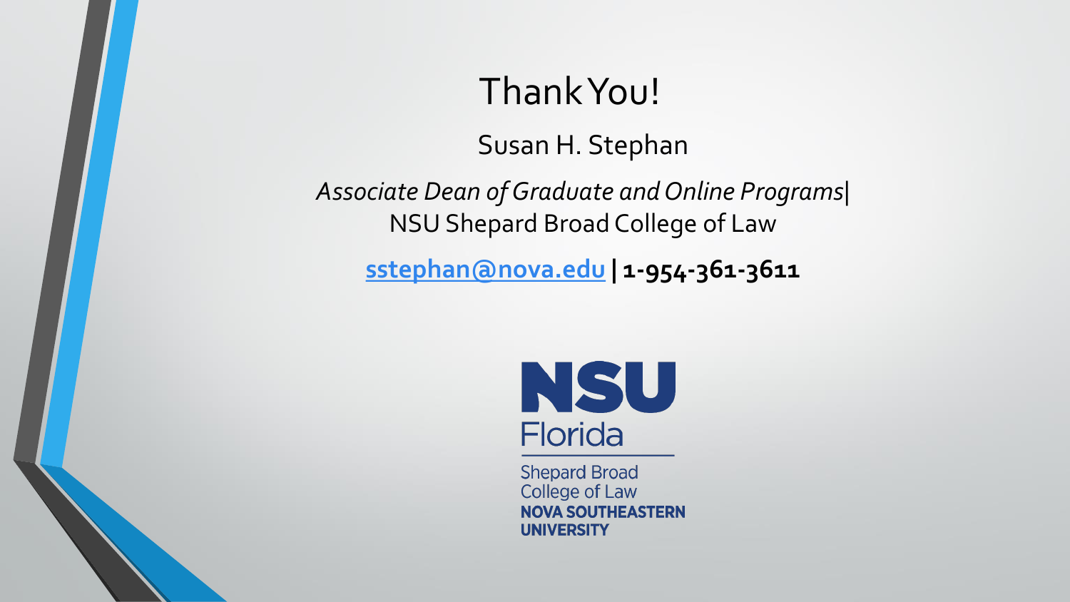# Thank You!

Susan H. Stephan

*Associate Dean of Graduate and Online Programs*|
NSU Shepard Broad College of Law

**sstephan@nova.edu | 1-954-361-3611**

NSU Florida

Shepard Broad College of Law
**NOVA SOUTHEASTERN UNIVERSITY**